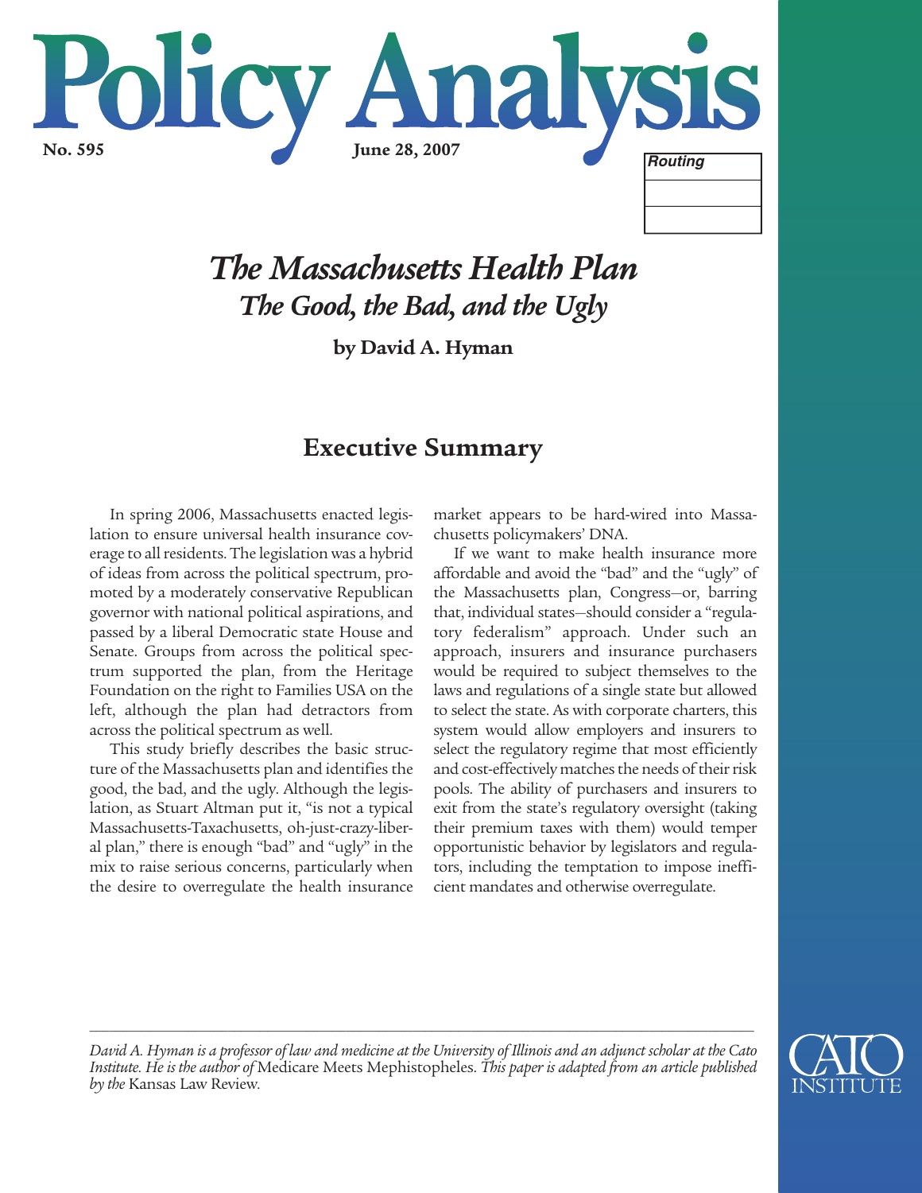# Policy Analysis

**No. 595** **June 28, 2007**

Routing

# *The Massachusetts Health Plan*
## *The Good, the Bad, and the Ugly*

**by David A. Hyman**

## Executive Summary

In spring 2006, Massachusetts enacted legislation to ensure universal health insurance coverage to all residents. The legislation was a hybrid of ideas from across the political spectrum, promoted by a moderately conservative Republican governor with national political aspirations, and passed by a liberal Democratic state House and Senate. Groups from across the political spectrum supported the plan, from the Heritage Foundation on the right to Families USA on the left, although the plan had detractors from across the political spectrum as well.

This study briefly describes the basic structure of the Massachusetts plan and identifies the good, the bad, and the ugly. Although the legislation, as Stuart Altman put it, "is not a typical Massachusetts-Taxachusetts, oh-just-crazy-liberal plan," there is enough "bad" and "ugly" in the mix to raise serious concerns, particularly when the desire to overregulate the health insurance market appears to be hard-wired into Massachusetts policymakers' DNA.

If we want to make health insurance more affordable and avoid the "bad" and the "ugly" of the Massachusetts plan, Congress—or, barring that, individual states—should consider a "regulatory federalism" approach. Under such an approach, insurers and insurance purchasers would be required to subject themselves to the laws and regulations of a single state but allowed to select the state. As with corporate charters, this system would allow employers and insurers to select the regulatory regime that most efficiently and cost-effectively matches the needs of their risk pools. The ability of purchasers and insurers to exit from the state's regulatory oversight (taking their premium taxes with them) would temper opportunistic behavior by legislators and regulators, including the temptation to impose inefficient mandates and otherwise overregulate.

---

*David A. Hyman is a professor of law and medicine at the University of Illinois and an adjunct scholar at the Cato Institute. He is the author of* Medicare Meets Mephistopheles. *This paper is adapted from an article published by the* Kansas Law Review.

CATO INSTITUTE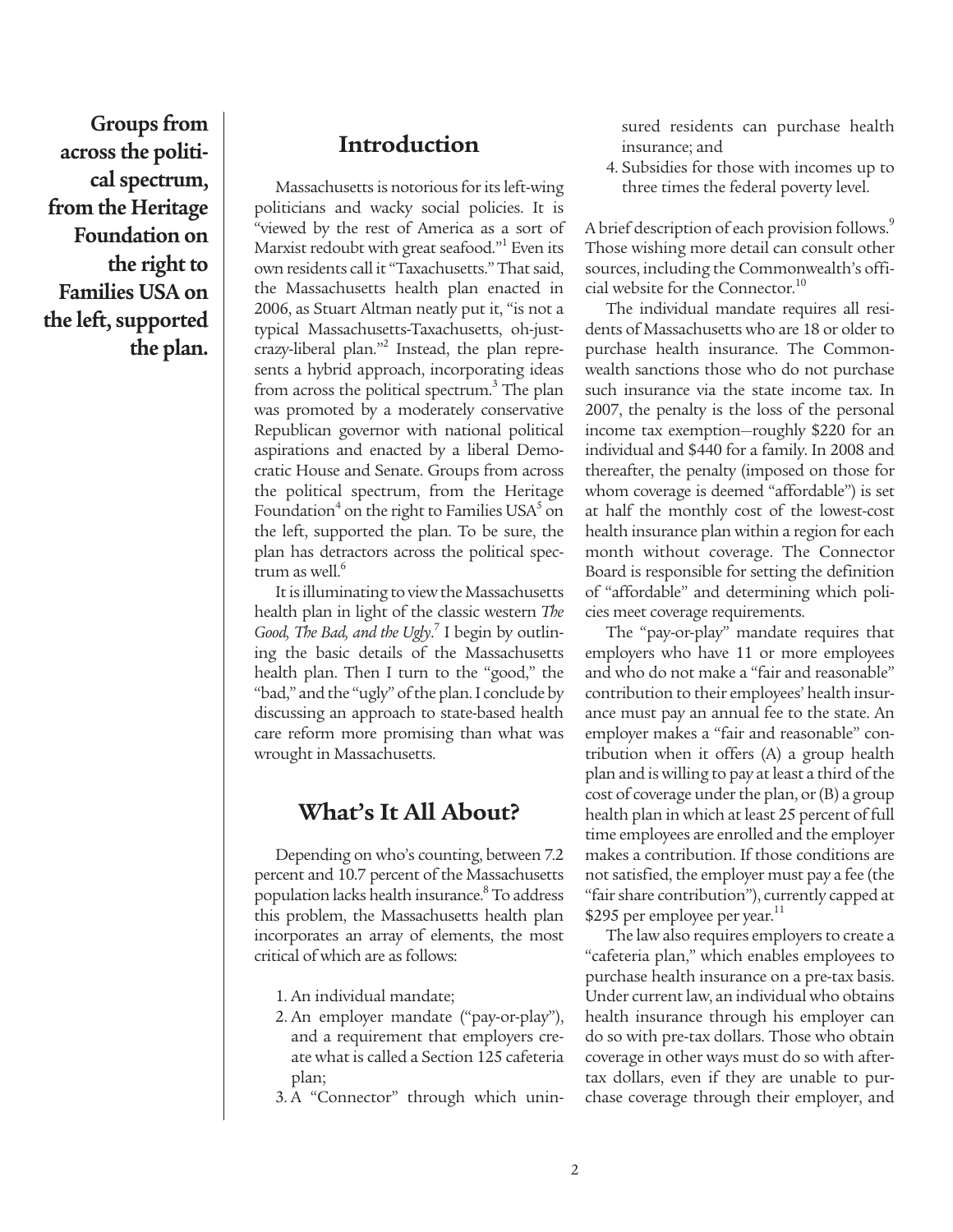**Groups from across the political spectrum, from the Heritage Foundation on the right to Families USA on the left, supported the plan.**

## Introduction

Massachusetts is notorious for its left-wing politicians and wacky social policies. It is "viewed by the rest of America as a sort of Marxist redoubt with great seafood."[1] Even its own residents call it "Taxachusetts." That said, the Massachusetts health plan enacted in 2006, as Stuart Altman neatly put it, "is not a typical Massachusetts-Taxachusetts, oh-just-crazy-liberal plan."[2] Instead, the plan represents a hybrid approach, incorporating ideas from across the political spectrum.[3] The plan was promoted by a moderately conservative Republican governor with national political aspirations and enacted by a liberal Democratic House and Senate. Groups from across the political spectrum, from the Heritage Foundation[4] on the right to Families USA[5] on the left, supported the plan. To be sure, the plan has detractors across the political spectrum as well.[6]

It is illuminating to view the Massachusetts health plan in light of the classic western *The Good, The Bad, and the Ugly*.[7] I begin by outlining the basic details of the Massachusetts health plan. Then I turn to the "good," the "bad," and the "ugly" of the plan. I conclude by discussing an approach to state-based health care reform more promising than what was wrought in Massachusetts.

## What's It All About?

Depending on who's counting, between 7.2 percent and 10.7 percent of the Massachusetts population lacks health insurance.[8] To address this problem, the Massachusetts health plan incorporates an array of elements, the most critical of which are as follows:

1. An individual mandate;
2. An employer mandate ("pay-or-play"), and a requirement that employers create what is called a Section 125 cafeteria plan;
3. A "Connector" through which uninsured residents can purchase health insurance; and
4. Subsidies for those with incomes up to three times the federal poverty level.

A brief description of each provision follows.[9] Those wishing more detail can consult other sources, including the Commonwealth's official website for the Connector.[10]

The individual mandate requires all residents of Massachusetts who are 18 or older to purchase health insurance. The Commonwealth sanctions those who do not purchase such insurance via the state income tax. In 2007, the penalty is the loss of the personal income tax exemption—roughly $220 for an individual and $440 for a family. In 2008 and thereafter, the penalty (imposed on those for whom coverage is deemed "affordable") is set at half the monthly cost of the lowest-cost health insurance plan within a region for each month without coverage. The Connector Board is responsible for setting the definition of "affordable" and determining which policies meet coverage requirements.

The "pay-or-play" mandate requires that employers who have 11 or more employees and who do not make a "fair and reasonable" contribution to their employees' health insurance must pay an annual fee to the state. An employer makes a "fair and reasonable" contribution when it offers (A) a group health plan and is willing to pay at least a third of the cost of coverage under the plan, or (B) a group health plan in which at least 25 percent of full time employees are enrolled and the employer makes a contribution. If those conditions are not satisfied, the employer must pay a fee (the "fair share contribution"), currently capped at $295 per employee per year.[11]

The law also requires employers to create a "cafeteria plan," which enables employees to purchase health insurance on a pre-tax basis. Under current law, an individual who obtains health insurance through his employer can do so with pre-tax dollars. Those who obtain coverage in other ways must do so with after-tax dollars, even if they are unable to purchase coverage through their employer, and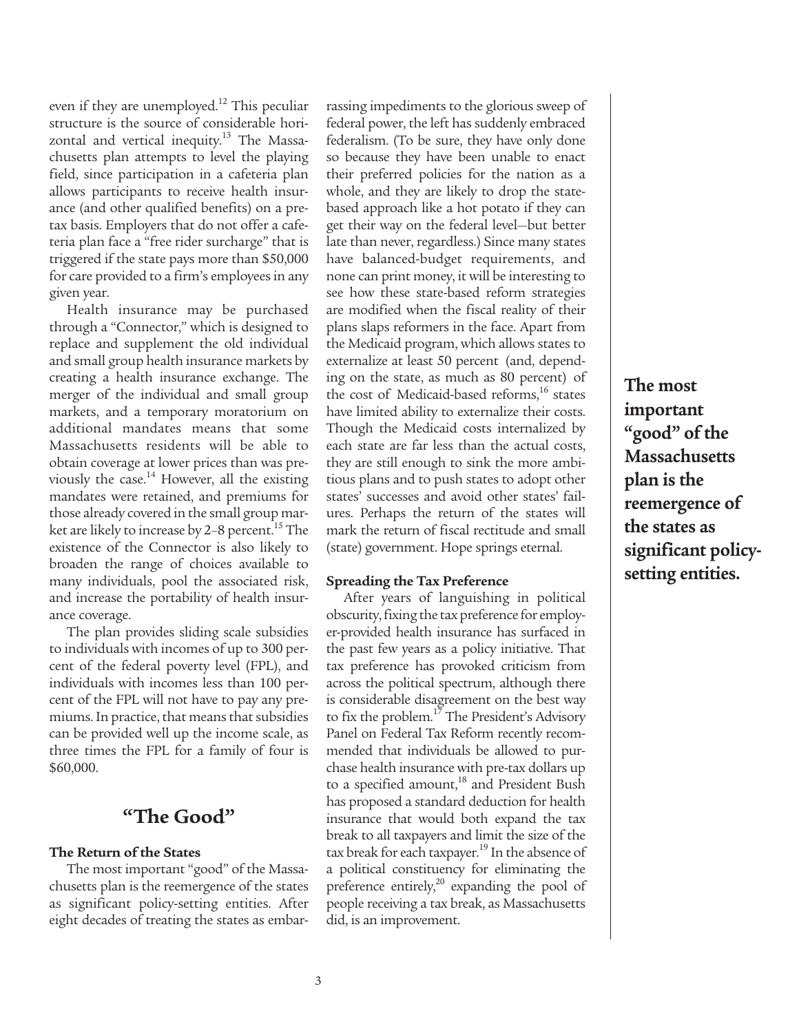even if they are unemployed.[12] This peculiar structure is the source of considerable horizontal and vertical inequity.[13] The Massachusetts plan attempts to level the playing field, since participation in a cafeteria plan allows participants to receive health insurance (and other qualified benefits) on a pre-tax basis. Employers that do not offer a cafeteria plan face a "free rider surcharge" that is triggered if the state pays more than $50,000 for care provided to a firm's employees in any given year.

Health insurance may be purchased through a "Connector," which is designed to replace and supplement the old individual and small group health insurance markets by creating a health insurance exchange. The merger of the individual and small group markets, and a temporary moratorium on additional mandates means that some Massachusetts residents will be able to obtain coverage at lower prices than was previously the case.[14] However, all the existing mandates were retained, and premiums for those already covered in the small group market are likely to increase by 2–8 percent.[15] The existence of the Connector is also likely to broaden the range of choices available to many individuals, pool the associated risk, and increase the portability of health insurance coverage.

The plan provides sliding scale subsidies to individuals with incomes of up to 300 percent of the federal poverty level (FPL), and individuals with incomes less than 100 percent of the FPL will not have to pay any premiums. In practice, that means that subsidies can be provided well up the income scale, as three times the FPL for a family of four is $60,000.

## "The Good"

### The Return of the States

The most important "good" of the Massachusetts plan is the reemergence of the states as significant policy-setting entities. After eight decades of treating the states as embarrassing impediments to the glorious sweep of federal power, the left has suddenly embraced federalism. (To be sure, they have only done so because they have been unable to enact their preferred policies for the nation as a whole, and they are likely to drop the state-based approach like a hot potato if they can get their way on the federal level—but better late than never, regardless.) Since many states have balanced-budget requirements, and none can print money, it will be interesting to see how these state-based reform strategies are modified when the fiscal reality of their plans slaps reformers in the face. Apart from the Medicaid program, which allows states to externalize at least 50 percent (and, depending on the state, as much as 80 percent) of the cost of Medicaid-based reforms,[16] states have limited ability to externalize their costs. Though the Medicaid costs internalized by each state are far less than the actual costs, they are still enough to sink the more ambitious plans and to push states to adopt other states' successes and avoid other states' failures. Perhaps the return of the states will mark the return of fiscal rectitude and small (state) government. Hope springs eternal.

**The most important "good" of the Massachusetts plan is the reemergence of the states as significant policy-setting entities.**

### Spreading the Tax Preference

After years of languishing in political obscurity, fixing the tax preference for employer-provided health insurance has surfaced in the past few years as a policy initiative. That tax preference has provoked criticism from across the political spectrum, although there is considerable disagreement on the best way to fix the problem.[17] The President's Advisory Panel on Federal Tax Reform recently recommended that individuals be allowed to purchase health insurance with pre-tax dollars up to a specified amount,[18] and President Bush has proposed a standard deduction for health insurance that would both expand the tax break to all taxpayers and limit the size of the tax break for each taxpayer.[19] In the absence of a political constituency for eliminating the preference entirely,[20] expanding the pool of people receiving a tax break, as Massachusetts did, is an improvement.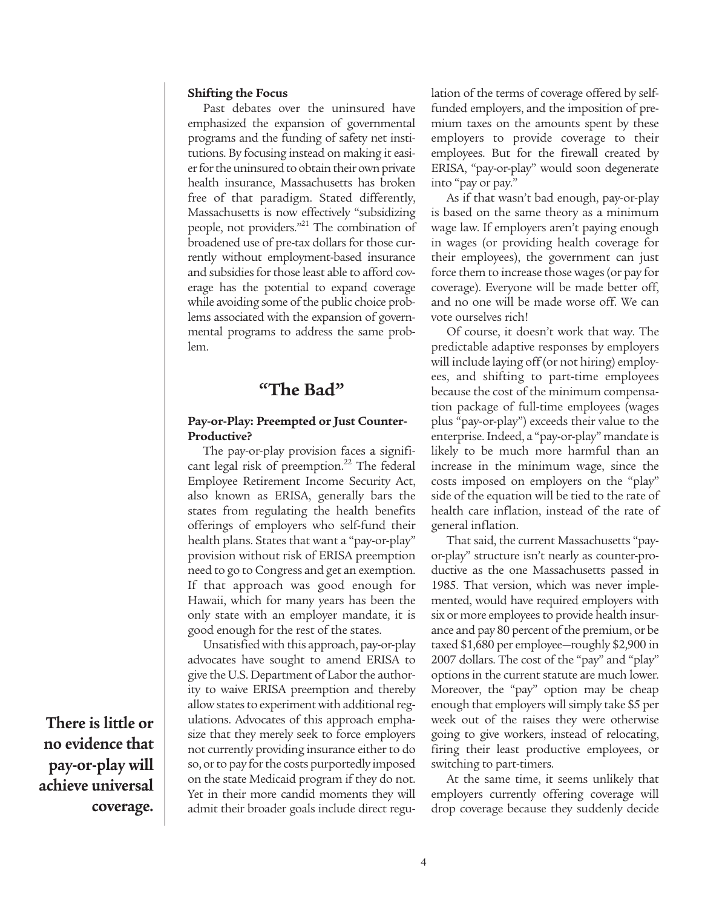### Shifting the Focus

Past debates over the uninsured have emphasized the expansion of governmental programs and the funding of safety net institutions. By focusing instead on making it easier for the uninsured to obtain their own private health insurance, Massachusetts has broken free of that paradigm. Stated differently, Massachusetts is now effectively "subsidizing people, not providers."[21] The combination of broadened use of pre-tax dollars for those currently without employment-based insurance and subsidies for those least able to afford coverage has the potential to expand coverage while avoiding some of the public choice problems associated with the expansion of governmental programs to address the same problem.

## "The Bad"

### Pay-or-Play: Preempted or Just Counter-Productive?

The pay-or-play provision faces a significant legal risk of preemption.[22] The federal Employee Retirement Income Security Act, also known as ERISA, generally bars the states from regulating the health benefits offerings of employers who self-fund their health plans. States that want a "pay-or-play" provision without risk of ERISA preemption need to go to Congress and get an exemption. If that approach was good enough for Hawaii, which for many years has been the only state with an employer mandate, it is good enough for the rest of the states.

Unsatisfied with this approach, pay-or-play advocates have sought to amend ERISA to give the U.S. Department of Labor the authority to waive ERISA preemption and thereby allow states to experiment with additional regulations. Advocates of this approach emphasize that they merely seek to force employers not currently providing insurance either to do so, or to pay for the costs purportedly imposed on the state Medicaid program if they do not. Yet in their more candid moments they will admit their broader goals include direct regulation of the terms of coverage offered by self-funded employers, and the imposition of premium taxes on the amounts spent by these employers to provide coverage to their employees. But for the firewall created by ERISA, "pay-or-play" would soon degenerate into "pay or pay."

**There is little or no evidence that pay-or-play will achieve universal coverage.**

As if that wasn't bad enough, pay-or-play is based on the same theory as a minimum wage law. If employers aren't paying enough in wages (or providing health coverage for their employees), the government can just force them to increase those wages (or pay for coverage). Everyone will be made better off, and no one will be made worse off. We can vote ourselves rich!

Of course, it doesn't work that way. The predictable adaptive responses by employers will include laying off (or not hiring) employees, and shifting to part-time employees because the cost of the minimum compensation package of full-time employees (wages plus "pay-or-play") exceeds their value to the enterprise. Indeed, a "pay-or-play" mandate is likely to be much more harmful than an increase in the minimum wage, since the costs imposed on employers on the "play" side of the equation will be tied to the rate of health care inflation, instead of the rate of general inflation.

That said, the current Massachusetts "pay-or-play" structure isn't nearly as counter-productive as the one Massachusetts passed in 1985. That version, which was never implemented, would have required employers with six or more employees to provide health insurance and pay 80 percent of the premium, or be taxed $1,680 per employee—roughly $2,900 in 2007 dollars. The cost of the "pay" and "play" options in the current statute are much lower. Moreover, the "pay" option may be cheap enough that employers will simply take $5 per week out of the raises they were otherwise going to give workers, instead of relocating, firing their least productive employees, or switching to part-timers.

At the same time, it seems unlikely that employers currently offering coverage will drop coverage because they suddenly decide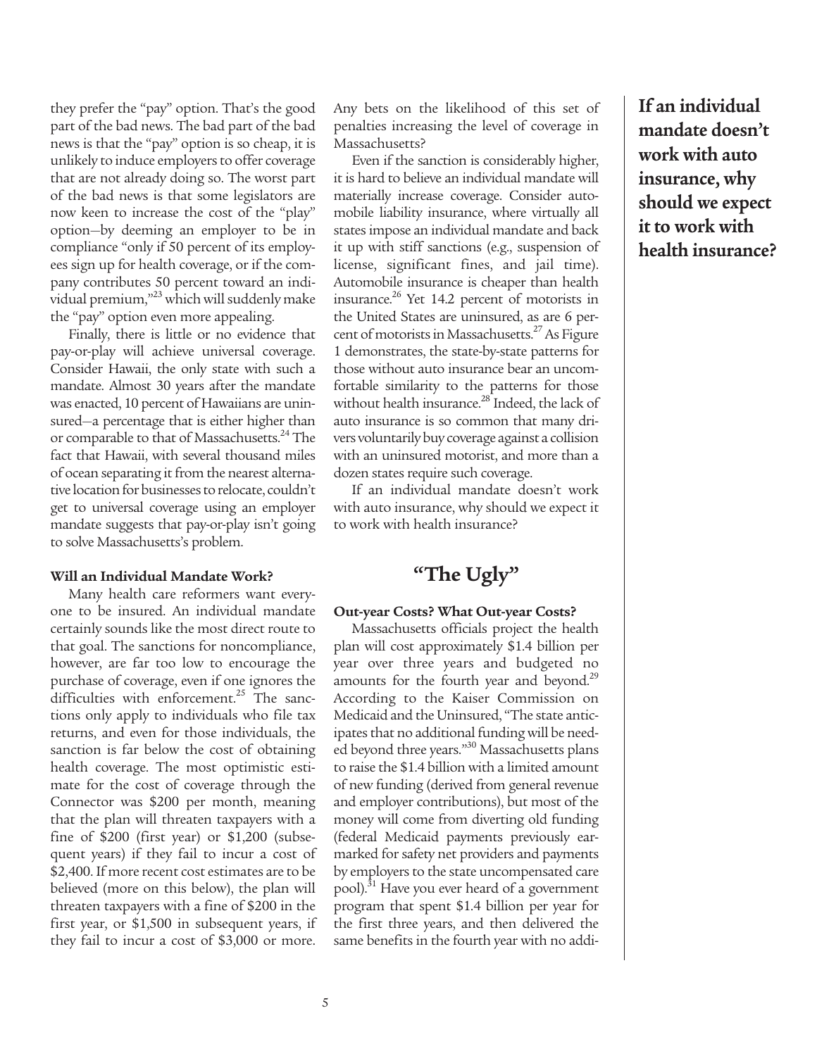they prefer the "pay" option. That's the good part of the bad news. The bad part of the bad news is that the "pay" option is so cheap, it is unlikely to induce employers to offer coverage that are not already doing so. The worst part of the bad news is that some legislators are now keen to increase the cost of the "play" option—by deeming an employer to be in compliance "only if 50 percent of its employees sign up for health coverage, or if the company contributes 50 percent toward an individual premium,"[23] which will suddenly make the "pay" option even more appealing.

Finally, there is little or no evidence that pay-or-play will achieve universal coverage. Consider Hawaii, the only state with such a mandate. Almost 30 years after the mandate was enacted, 10 percent of Hawaiians are uninsured—a percentage that is either higher than or comparable to that of Massachusetts.[24] The fact that Hawaii, with several thousand miles of ocean separating it from the nearest alternative location for businesses to relocate, couldn't get to universal coverage using an employer mandate suggests that pay-or-play isn't going to solve Massachusetts's problem.

**Will an Individual Mandate Work?**

Many health care reformers want everyone to be insured. An individual mandate certainly sounds like the most direct route to that goal. The sanctions for noncompliance, however, are far too low to encourage the purchase of coverage, even if one ignores the difficulties with enforcement.[25] The sanctions only apply to individuals who file tax returns, and even for those individuals, the sanction is far below the cost of obtaining health coverage. The most optimistic estimate for the cost of coverage through the Connector was $200 per month, meaning that the plan will threaten taxpayers with a fine of $200 (first year) or $1,200 (subsequent years) if they fail to incur a cost of $2,400. If more recent cost estimates are to be believed (more on this below), the plan will threaten taxpayers with a fine of $200 in the first year, or $1,500 in subsequent years, if they fail to incur a cost of $3,000 or more. Any bets on the likelihood of this set of penalties increasing the level of coverage in Massachusetts?

Even if the sanction is considerably higher, it is hard to believe an individual mandate will materially increase coverage. Consider automobile liability insurance, where virtually all states impose an individual mandate and back it up with stiff sanctions (e.g., suspension of license, significant fines, and jail time). Automobile insurance is cheaper than health insurance.[26] Yet 14.2 percent of motorists in the United States are uninsured, as are 6 percent of motorists in Massachusetts.[27] As Figure 1 demonstrates, the state-by-state patterns for those without auto insurance bear an uncomfortable similarity to the patterns for those without health insurance.[28] Indeed, the lack of auto insurance is so common that many drivers voluntarily buy coverage against a collision with an uninsured motorist, and more than a dozen states require such coverage.

If an individual mandate doesn't work with auto insurance, why should we expect it to work with health insurance?

**If an individual mandate doesn't work with auto insurance, why should we expect it to work with health insurance?**

## "The Ugly"

**Out-year Costs? What Out-year Costs?**

Massachusetts officials project the health plan will cost approximately $1.4 billion per year over three years and budgeted no amounts for the fourth year and beyond.[29] According to the Kaiser Commission on Medicaid and the Uninsured, "The state anticipates that no additional funding will be needed beyond three years."[30] Massachusetts plans to raise the $1.4 billion with a limited amount of new funding (derived from general revenue and employer contributions), but most of the money will come from diverting old funding (federal Medicaid payments previously earmarked for safety net providers and payments by employers to the state uncompensated care pool).[31] Have you ever heard of a government program that spent $1.4 billion per year for the first three years, and then delivered the same benefits in the fourth year with no addi-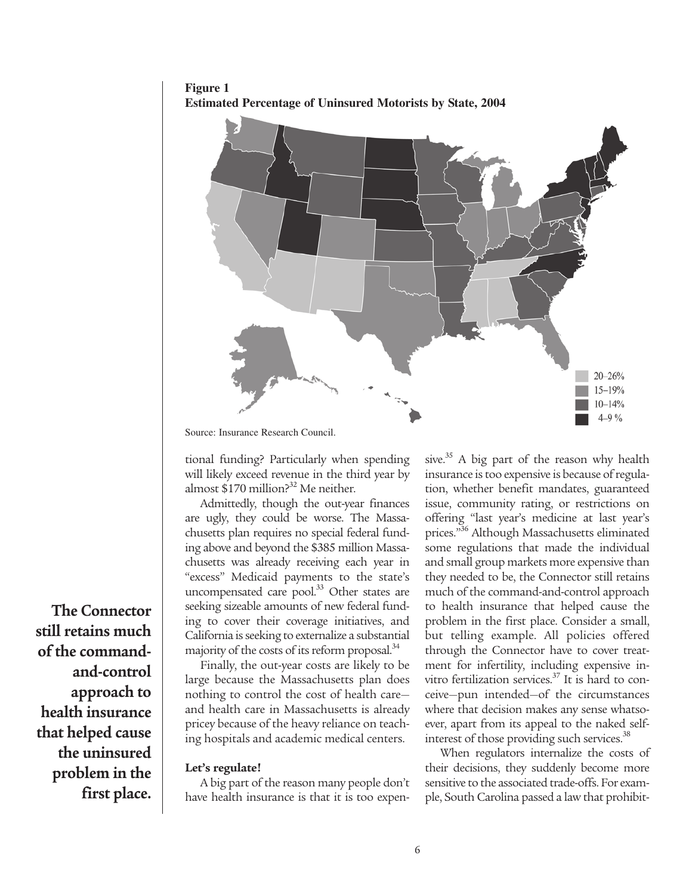**Figure 1**
**Estimated Percentage of Uninsured Motorists by State, 2004**

20–26%
15–19%
10–14%
4–9 %

Source: Insurance Research Council.

tional funding? Particularly when spending will likely exceed revenue in the third year by almost $170 million?[32] Me neither.

Admittedly, though the out-year finances are ugly, they could be worse. The Massachusetts plan requires no special federal funding above and beyond the $385 million Massachusetts was already receiving each year in "excess" Medicaid payments to the state's uncompensated care pool.[33] Other states are seeking sizeable amounts of new federal funding to cover their coverage initiatives, and California is seeking to externalize a substantial majority of the costs of its reform proposal.[34]

Finally, the out-year costs are likely to be large because the Massachusetts plan does nothing to control the cost of health care—and health care in Massachusetts is already pricey because of the heavy reliance on teaching hospitals and academic medical centers.

**The Connector still retains much of the command-and-control approach to health insurance that helped cause the uninsured problem in the first place.**

#### Let's regulate!

A big part of the reason many people don't have health insurance is that it is too expensive.[35] A big part of the reason why health insurance is too expensive is because of regulation, whether benefit mandates, guaranteed issue, community rating, or restrictions on offering "last year's medicine at last year's prices."[36] Although Massachusetts eliminated some regulations that made the individual and small group markets more expensive than they needed to be, the Connector still retains much of the command-and-control approach to health insurance that helped cause the problem in the first place. Consider a small, but telling example. All policies offered through the Connector have to cover treatment for infertility, including expensive in-vitro fertilization services.[37] It is hard to conceive—pun intended—of the circumstances where that decision makes any sense whatsoever, apart from its appeal to the naked self-interest of those providing such services.[38]

When regulators internalize the costs of their decisions, they suddenly become more sensitive to the associated trade-offs. For example, South Carolina passed a law that prohibit-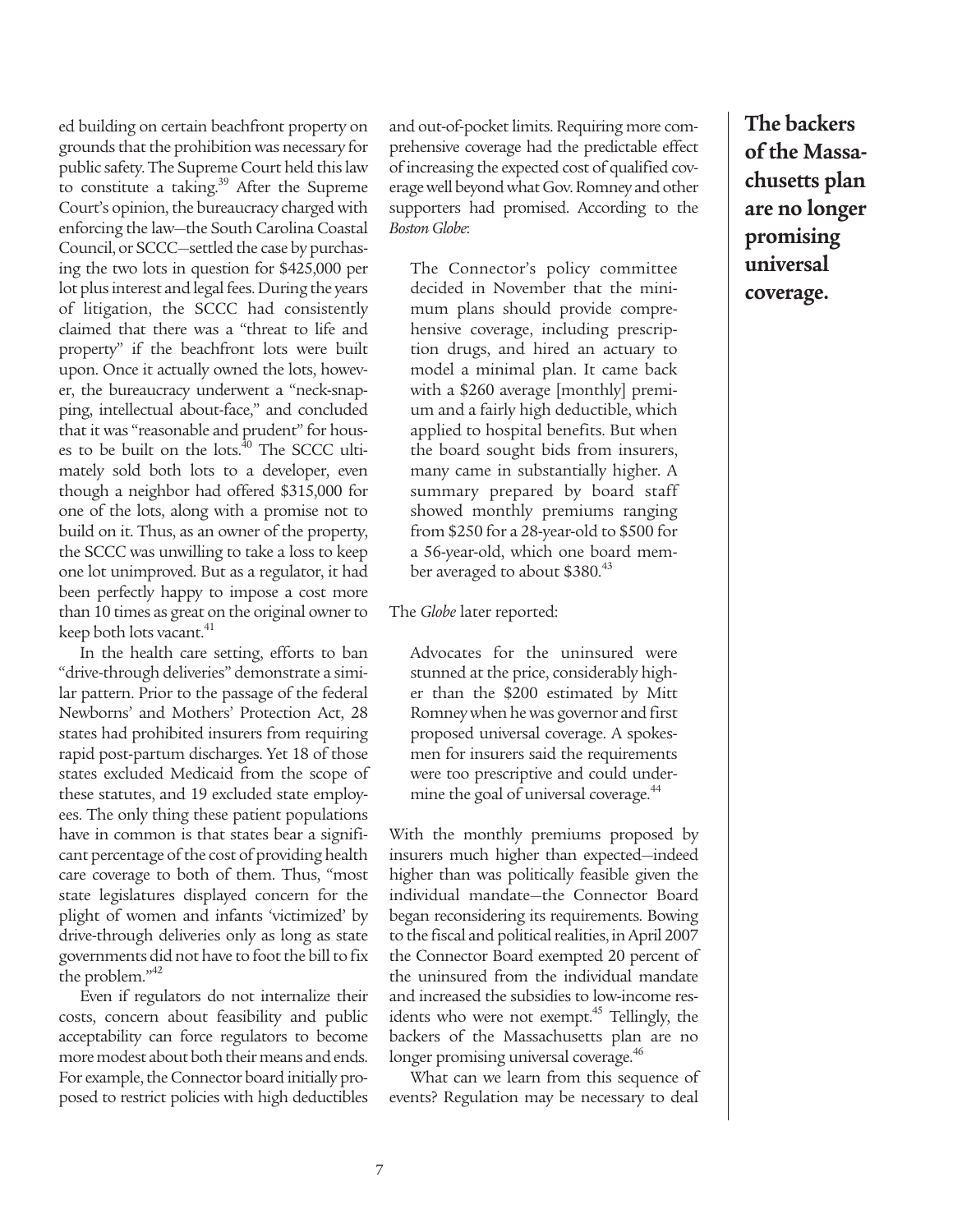ed building on certain beachfront property on grounds that the prohibition was necessary for public safety. The Supreme Court held this law to constitute a taking.[39] After the Supreme Court's opinion, the bureaucracy charged with enforcing the law—the South Carolina Coastal Council, or SCCC—settled the case by purchasing the two lots in question for $425,000 per lot plus interest and legal fees. During the years of litigation, the SCCC had consistently claimed that there was a "threat to life and property" if the beachfront lots were built upon. Once it actually owned the lots, however, the bureaucracy underwent a "neck-snapping, intellectual about-face," and concluded that it was "reasonable and prudent" for houses to be built on the lots.[40] The SCCC ultimately sold both lots to a developer, even though a neighbor had offered $315,000 for one of the lots, along with a promise not to build on it. Thus, as an owner of the property, the SCCC was unwilling to take a loss to keep one lot unimproved. But as a regulator, it had been perfectly happy to impose a cost more than 10 times as great on the original owner to keep both lots vacant.[41]

In the health care setting, efforts to ban "drive-through deliveries" demonstrate a similar pattern. Prior to the passage of the federal Newborns' and Mothers' Protection Act, 28 states had prohibited insurers from requiring rapid post-partum discharges. Yet 18 of those states excluded Medicaid from the scope of these statutes, and 19 excluded state employees. The only thing these patient populations have in common is that states bear a significant percentage of the cost of providing health care coverage to both of them. Thus, "most state legislatures displayed concern for the plight of women and infants 'victimized' by drive-through deliveries only as long as state governments did not have to foot the bill to fix the problem."[42]

Even if regulators do not internalize their costs, concern about feasibility and public acceptability can force regulators to become more modest about both their means and ends. For example, the Connector board initially proposed to restrict policies with high deductibles and out-of-pocket limits. Requiring more comprehensive coverage had the predictable effect of increasing the expected cost of qualified coverage well beyond what Gov. Romney and other supporters had promised. According to the *Boston Globe*:

> The Connector's policy committee decided in November that the minimum plans should provide comprehensive coverage, including prescription drugs, and hired an actuary to model a minimal plan. It came back with a $260 average [monthly] premium and a fairly high deductible, which applied to hospital benefits. But when the board sought bids from insurers, many came in substantially higher. A summary prepared by board staff showed monthly premiums ranging from $250 for a 28-year-old to $500 for a 56-year-old, which one board member averaged to about $380.[43]

The *Globe* later reported:

> Advocates for the uninsured were stunned at the price, considerably higher than the $200 estimated by Mitt Romney when he was governor and first proposed universal coverage. A spokesmen for insurers said the requirements were too prescriptive and could undermine the goal of universal coverage.[44]

With the monthly premiums proposed by insurers much higher than expected—indeed higher than was politically feasible given the individual mandate—the Connector Board began reconsidering its requirements. Bowing to the fiscal and political realities, in April 2007 the Connector Board exempted 20 percent of the uninsured from the individual mandate and increased the subsidies to low-income residents who were not exempt.[45] Tellingly, the backers of the Massachusetts plan are no longer promising universal coverage.[46]

**The backers of the Massachusetts plan are no longer promising universal coverage.**

What can we learn from this sequence of events? Regulation may be necessary to deal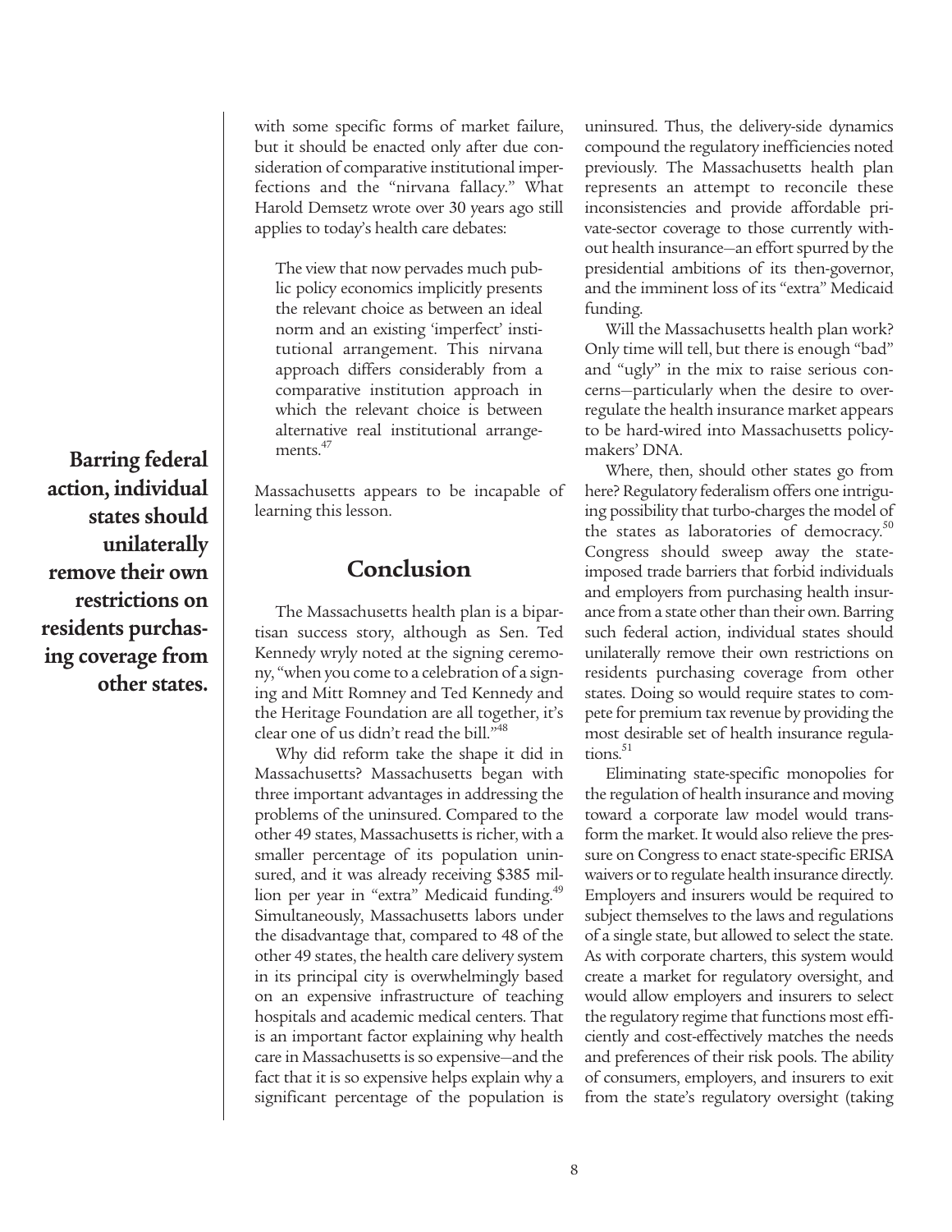with some specific forms of market failure, but it should be enacted only after due consideration of comparative institutional imperfections and the "nirvana fallacy." What Harold Demsetz wrote over 30 years ago still applies to today's health care debates:

> The view that now pervades much public policy economics implicitly presents the relevant choice as between an ideal norm and an existing 'imperfect' institutional arrangement. This nirvana approach differs considerably from a comparative institution approach in which the relevant choice is between alternative real institutional arrangements.[47]

Massachusetts appears to be incapable of learning this lesson.

**Barring federal action, individual states should unilaterally remove their own restrictions on residents purchasing coverage from other states.**

## Conclusion

The Massachusetts health plan is a bipartisan success story, although as Sen. Ted Kennedy wryly noted at the signing ceremony, "when you come to a celebration of a signing and Mitt Romney and Ted Kennedy and the Heritage Foundation are all together, it's clear one of us didn't read the bill."[48]

Why did reform take the shape it did in Massachusetts? Massachusetts began with three important advantages in addressing the problems of the uninsured. Compared to the other 49 states, Massachusetts is richer, with a smaller percentage of its population uninsured, and it was already receiving $385 million per year in "extra" Medicaid funding.[49] Simultaneously, Massachusetts labors under the disadvantage that, compared to 48 of the other 49 states, the health care delivery system in its principal city is overwhelmingly based on an expensive infrastructure of teaching hospitals and academic medical centers. That is an important factor explaining why health care in Massachusetts is so expensive—and the fact that it is so expensive helps explain why a significant percentage of the population is uninsured. Thus, the delivery-side dynamics compound the regulatory inefficiencies noted previously. The Massachusetts health plan represents an attempt to reconcile these inconsistencies and provide affordable private-sector coverage to those currently without health insurance—an effort spurred by the presidential ambitions of its then-governor, and the imminent loss of its "extra" Medicaid funding.

Will the Massachusetts health plan work? Only time will tell, but there is enough "bad" and "ugly" in the mix to raise serious concerns—particularly when the desire to overregulate the health insurance market appears to be hard-wired into Massachusetts policymakers' DNA.

Where, then, should other states go from here? Regulatory federalism offers one intriguing possibility that turbo-charges the model of the states as laboratories of democracy.[50] Congress should sweep away the state-imposed trade barriers that forbid individuals and employers from purchasing health insurance from a state other than their own. Barring such federal action, individual states should unilaterally remove their own restrictions on residents purchasing coverage from other states. Doing so would require states to compete for premium tax revenue by providing the most desirable set of health insurance regulations.[51]

Eliminating state-specific monopolies for the regulation of health insurance and moving toward a corporate law model would transform the market. It would also relieve the pressure on Congress to enact state-specific ERISA waivers or to regulate health insurance directly. Employers and insurers would be required to subject themselves to the laws and regulations of a single state, but allowed to select the state. As with corporate charters, this system would create a market for regulatory oversight, and would allow employers and insurers to select the regulatory regime that functions most efficiently and cost-effectively matches the needs and preferences of their risk pools. The ability of consumers, employers, and insurers to exit from the state's regulatory oversight (taking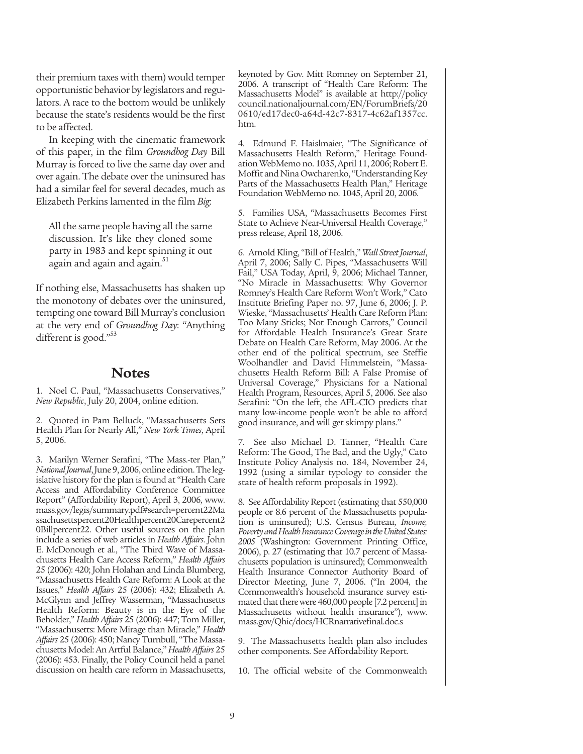their premium taxes with them) would temper opportunistic behavior by legislators and regulators. A race to the bottom would be unlikely because the state's residents would be the first to be affected.

In keeping with the cinematic framework of this paper, in the film *Groundhog Day* Bill Murray is forced to live the same day over and over again. The debate over the uninsured has had a similar feel for several decades, much as Elizabeth Perkins lamented in the film *Big*:

> All the same people having all the same discussion. It's like they cloned some party in 1983 and kept spinning it out again and again and again.[51]

If nothing else, Massachusetts has shaken up the monotony of debates over the uninsured, tempting one toward Bill Murray's conclusion at the very end of *Groundhog Day*: "Anything different is good."[53]

## Notes

1. Noel C. Paul, "Massachusetts Conservatives," *New Republic*, July 20, 2004, online edition.

2. Quoted in Pam Belluck, "Massachusetts Sets Health Plan for Nearly All," *New York Times*, April 5, 2006.

3. Marilyn Werner Serafini, "The Mass.-ter Plan," *National Journal*, June 9, 2006, online edition. The legislative history for the plan is found at "Health Care Access and Affordability Conference Committee Report" (Affordability Report), April 3, 2006, www.mass.gov/legis/summary.pdf#search=percent22Massachusettspercent20Healthpercent20Carepercent20Billpercent22. Other useful sources on the plan include a series of web articles in *Health Affairs*. John E. McDonough et al., "The Third Wave of Massachusetts Health Care Access Reform," *Health Affairs* 25 (2006): 420; John Holahan and Linda Blumberg, "Massachusetts Health Care Reform: A Look at the Issues," *Health Affairs* 25 (2006): 432; Elizabeth A. McGlynn and Jeffrey Wasserman, "Massachusetts Health Reform: Beauty is in the Eye of the Beholder," *Health Affairs* 25 (2006): 447; Tom Miller, "Massachusetts: More Mirage than Miracle," *Health Affairs* 25 (2006): 450; Nancy Turnbull, "The Massachusetts Model: An Artful Balance," *Health Affairs* 25 (2006): 453. Finally, the Policy Council held a panel discussion on health care reform in Massachusetts, keynoted by Gov. Mitt Romney on September 21, 2006. A transcript of "Health Care Reform: The Massachusetts Model" is available at http://policycouncil.nationaljournal.com/EN/ForumBriefs/200610/ed17dec0-a64d-42c7-8317-4c62af1357cc.htm.

4. Edmund F. Haislmaier, "The Significance of Massachusetts Health Reform," Heritage Foundation WebMemo no. 1035, April 11, 2006; Robert E. Moffit and Nina Owcharenko, "Understanding Key Parts of the Massachusetts Health Plan," Heritage Foundation WebMemo no. 1045, April 20, 2006.

5. Families USA, "Massachusetts Becomes First State to Achieve Near-Universal Health Coverage," press release, April 18, 2006.

6. Arnold Kling, "Bill of Health," *Wall Street Journal*, April 7, 2006; Sally C. Pipes, "Massachusetts Will Fail," USA Today, April, 9, 2006; Michael Tanner, "No Miracle in Massachusetts: Why Governor Romney's Health Care Reform Won't Work," Cato Institute Briefing Paper no. 97, June 6, 2006; J. P. Wieske, "Massachusetts' Health Care Reform Plan: Too Many Sticks; Not Enough Carrots," Council for Affordable Health Insurance's Great State Debate on Health Care Reform, May 2006. At the other end of the political spectrum, see Steffie Woolhandler and David Himmelstein, "Massachusetts Health Reform Bill: A False Promise of Universal Coverage," Physicians for a National Health Program, Resources, April 5, 2006. See also Serafini: "On the left, the AFL-CIO predicts that many low-income people won't be able to afford good insurance, and will get skimpy plans."

7. See also Michael D. Tanner, "Health Care Reform: The Good, The Bad, and the Ugly," Cato Institute Policy Analysis no. 184, November 24, 1992 (using a similar typology to consider the state of health reform proposals in 1992).

8. See Affordability Report (estimating that 550,000 people or 8.6 percent of the Massachusetts population is uninsured); U.S. Census Bureau, *Income, Poverty and Health Insurance Coverage in the United States: 2005* (Washington: Government Printing Office, 2006), p. 27 (estimating that 10.7 percent of Massachusetts population is uninsured); Commonwealth Health Insurance Connector Authority Board of Director Meeting, June 7, 2006. ("In 2004, the Commonwealth's household insurance survey estimated that there were 460,000 people [7.2 percent] in Massachusetts without health insurance"), www.mass.gov/Qhic/docs/HCRnarrativefinal.doc.s

9. The Massachusetts health plan also includes other components. See Affordability Report.

10. The official website of the Commonwealth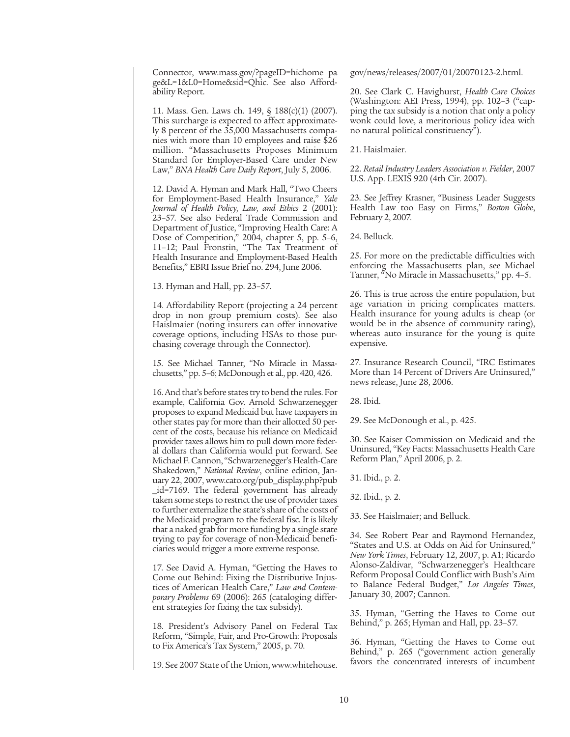Connector, www.mass.gov/?pageID=hichome page&L=1&L0=Home&sid=Qhic. See also Affordability Report.

11. Mass. Gen. Laws ch. 149, § 188(c)(1) (2007). This surcharge is expected to affect approximately 8 percent of the 35,000 Massachusetts companies with more than 10 employees and raise $26 million. "Massachusetts Proposes Minimum Standard for Employer-Based Care under New Law," *BNA Health Care Daily Report*, July 5, 2006.

12. David A. Hyman and Mark Hall, "Two Cheers for Employment-Based Health Insurance," *Yale Journal of Health Policy, Law, and Ethics* 2 (2001): 23–57. See also Federal Trade Commission and Department of Justice, "Improving Health Care: A Dose of Competition," 2004, chapter 5, pp. 5–6, 11–12; Paul Fronstin, "The Tax Treatment of Health Insurance and Employment-Based Health Benefits," EBRI Issue Brief no. 294, June 2006.

13. Hyman and Hall, pp. 23–57.

14. Affordability Report (projecting a 24 percent drop in non group premium costs). See also Haislmaier (noting insurers can offer innovative coverage options, including HSAs to those purchasing coverage through the Connector).

15. See Michael Tanner, "No Miracle in Massachusetts," pp. 5–6; McDonough et al., pp. 420, 426.

16. And that's before states try to bend the rules. For example, California Gov. Arnold Schwarzenegger proposes to expand Medicaid but have taxpayers in other states pay for more than their allotted 50 percent of the costs, because his reliance on Medicaid provider taxes allows him to pull down more federal dollars than California would put forward. See Michael F. Cannon, "Schwarzenegger's Health-Care Shakedown," *National Review*, online edition, January 22, 2007, www.cato.org/pub_display.php?pub_id=7169. The federal government has already taken some steps to restrict the use of provider taxes to further externalize the state's share of the costs of the Medicaid program to the federal fisc. It is likely that a naked grab for more funding by a single state trying to pay for coverage of non-Medicaid beneficiaries would trigger a more extreme response.

17. See David A. Hyman, "Getting the Haves to Come out Behind: Fixing the Distributive Injustices of American Health Care," *Law and Contemporary Problems* 69 (2006): 265 (cataloging different strategies for fixing the tax subsidy).

18. President's Advisory Panel on Federal Tax Reform, "Simple, Fair, and Pro-Growth: Proposals to Fix America's Tax System," 2005, p. 70.

19. See 2007 State of the Union, www.whitehouse.gov/news/releases/2007/01/20070123-2.html.

20. See Clark C. Havighurst, *Health Care Choices* (Washington: AEI Press, 1994), pp. 102–3 ("capping the tax subsidy is a notion that only a policy wonk could love, a meritorious policy idea with no natural political constituency").

21. Haislmaier.

22. *Retail Industry Leaders Association v. Fielder*, 2007 U.S. App. LEXIS 920 (4th Cir. 2007).

23. See Jeffrey Krasner, "Business Leader Suggests Health Law too Easy on Firms," *Boston Globe*, February 2, 2007.

24. Belluck.

25. For more on the predictable difficulties with enforcing the Massachusetts plan, see Michael Tanner, "No Miracle in Massachusetts," pp. 4–5.

26. This is true across the entire population, but age variation in pricing complicates matters. Health insurance for young adults is cheap (or would be in the absence of community rating), whereas auto insurance for the young is quite expensive.

27. Insurance Research Council, "IRC Estimates More than 14 Percent of Drivers Are Uninsured," news release, June 28, 2006.

28. Ibid.

29. See McDonough et al., p. 425.

30. See Kaiser Commission on Medicaid and the Uninsured, "Key Facts: Massachusetts Health Care Reform Plan," April 2006, p. 2.

31. Ibid., p. 2.

32. Ibid., p. 2.

33. See Haislmaier; and Belluck.

34. See Robert Pear and Raymond Hernandez, "States and U.S. at Odds on Aid for Uninsured," *New York Times*, February 12, 2007, p. A1; Ricardo Alonso-Zaldivar, "Schwarzenegger's Healthcare Reform Proposal Could Conflict with Bush's Aim to Balance Federal Budget," *Los Angeles Times*, January 30, 2007; Cannon.

35. Hyman, "Getting the Haves to Come out Behind," p. 265; Hyman and Hall, pp. 23–57.

36. Hyman, "Getting the Haves to Come out Behind," p. 265 ("government action generally favors the concentrated interests of incumbent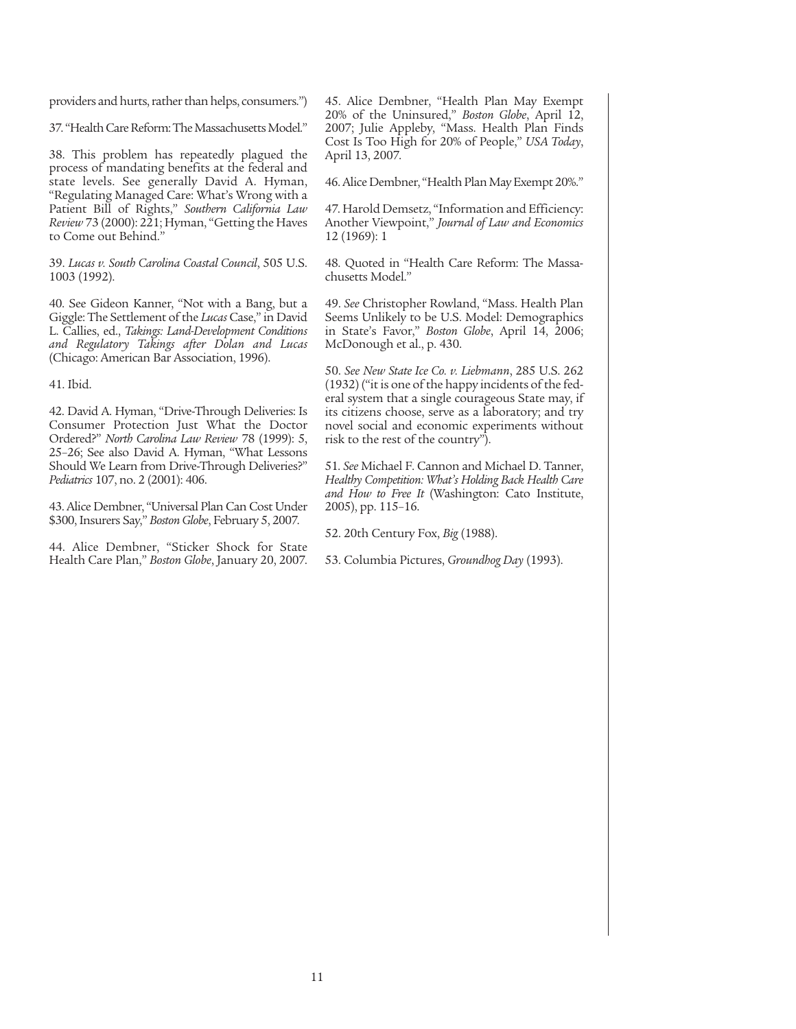providers and hurts, rather than helps, consumers.")

37. "Health Care Reform: The Massachusetts Model."

38. This problem has repeatedly plagued the process of mandating benefits at the federal and state levels. See generally David A. Hyman, "Regulating Managed Care: What's Wrong with a Patient Bill of Rights," *Southern California Law Review* 73 (2000): 221; Hyman, "Getting the Haves to Come out Behind."

39. *Lucas v. South Carolina Coastal Council*, 505 U.S. 1003 (1992).

40. See Gideon Kanner, "Not with a Bang, but a Giggle: The Settlement of the *Lucas* Case," in David L. Callies, ed., *Takings: Land-Development Conditions and Regulatory Takings after Dolan and Lucas* (Chicago: American Bar Association, 1996).

41. Ibid.

42. David A. Hyman, "Drive-Through Deliveries: Is Consumer Protection Just What the Doctor Ordered?" *North Carolina Law Review* 78 (1999): 5, 25–26; See also David A. Hyman, "What Lessons Should We Learn from Drive-Through Deliveries?" *Pediatrics* 107, no. 2 (2001): 406.

43. Alice Dembner, "Universal Plan Can Cost Under $300, Insurers Say," *Boston Globe*, February 5, 2007.

44. Alice Dembner, "Sticker Shock for State Health Care Plan," *Boston Globe*, January 20, 2007.

45. Alice Dembner, "Health Plan May Exempt 20% of the Uninsured," *Boston Globe*, April 12, 2007; Julie Appleby, "Mass. Health Plan Finds Cost Is Too High for 20% of People," *USA Today*, April 13, 2007.

46. Alice Dembner, "Health Plan May Exempt 20%."

47. Harold Demsetz, "Information and Efficiency: Another Viewpoint," *Journal of Law and Economics* 12 (1969): 1

48. Quoted in "Health Care Reform: The Massachusetts Model."

49. *See* Christopher Rowland, "Mass. Health Plan Seems Unlikely to be U.S. Model: Demographics in State's Favor," *Boston Globe*, April 14, 2006; McDonough et al., p. 430.

50. *See New State Ice Co. v. Liebmann*, 285 U.S. 262 (1932) ("it is one of the happy incidents of the federal system that a single courageous State may, if its citizens choose, serve as a laboratory; and try novel social and economic experiments without risk to the rest of the country").

51. *See* Michael F. Cannon and Michael D. Tanner, *Healthy Competition: What's Holding Back Health Care and How to Free It* (Washington: Cato Institute, 2005), pp. 115–16.

52. 20th Century Fox, *Big* (1988).

53. Columbia Pictures, *Groundhog Day* (1993).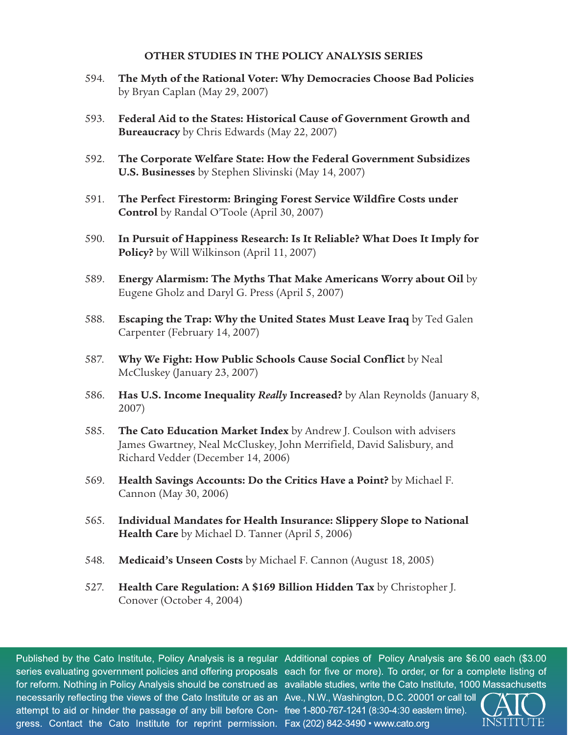**OTHER STUDIES IN THE POLICY ANALYSIS SERIES**

594. **The Myth of the Rational Voter: Why Democracies Choose Bad Policies** by Bryan Caplan (May 29, 2007)

593. **Federal Aid to the States: Historical Cause of Government Growth and Bureaucracy** by Chris Edwards (May 22, 2007)

592. **The Corporate Welfare State: How the Federal Government Subsidizes U.S. Businesses** by Stephen Slivinski (May 14, 2007)

591. **The Perfect Firestorm: Bringing Forest Service Wildfire Costs under Control** by Randal O'Toole (April 30, 2007)

590. **In Pursuit of Happiness Research: Is It Reliable? What Does It Imply for Policy?** by Will Wilkinson (April 11, 2007)

589. **Energy Alarmism: The Myths That Make Americans Worry about Oil** by Eugene Gholz and Daryl G. Press (April 5, 2007)

588. **Escaping the Trap: Why the United States Must Leave Iraq** by Ted Galen Carpenter (February 14, 2007)

587. **Why We Fight: How Public Schools Cause Social Conflict** by Neal McCluskey (January 23, 2007)

586. **Has U.S. Income Inequality *Really* Increased?** by Alan Reynolds (January 8, 2007)

585. **The Cato Education Market Index** by Andrew J. Coulson with advisers James Gwartney, Neal McCluskey, John Merrifield, David Salisbury, and Richard Vedder (December 14, 2006)

569. **Health Savings Accounts: Do the Critics Have a Point?** by Michael F. Cannon (May 30, 2006)

565. **Individual Mandates for Health Insurance: Slippery Slope to National Health Care** by Michael D. Tanner (April 5, 2006)

548. **Medicaid's Unseen Costs** by Michael F. Cannon (August 18, 2005)

527. **Health Care Regulation: A $169 Billion Hidden Tax** by Christopher J. Conover (October 4, 2004)

Published by the Cato Institute, Policy Analysis is a regular series evaluating government policies and offering proposals for reform. Nothing in Policy Analysis should be construed as necessarily reflecting the views of the Cato Institute or as an attempt to aid or hinder the passage of any bill before Congress. Contact the Cato Institute for reprint permission.

Additional copies of Policy Analysis are $6.00 each ($3.00 each for five or more). To order, or for a complete listing of available studies, write the Cato Institute, 1000 Massachusetts Ave., N.W., Washington, D.C. 20001 or call toll free 1-800-767-1241 (8:30-4:30 eastern time). Fax (202) 842-3490 • www.cato.org

CATO INSTITUTE